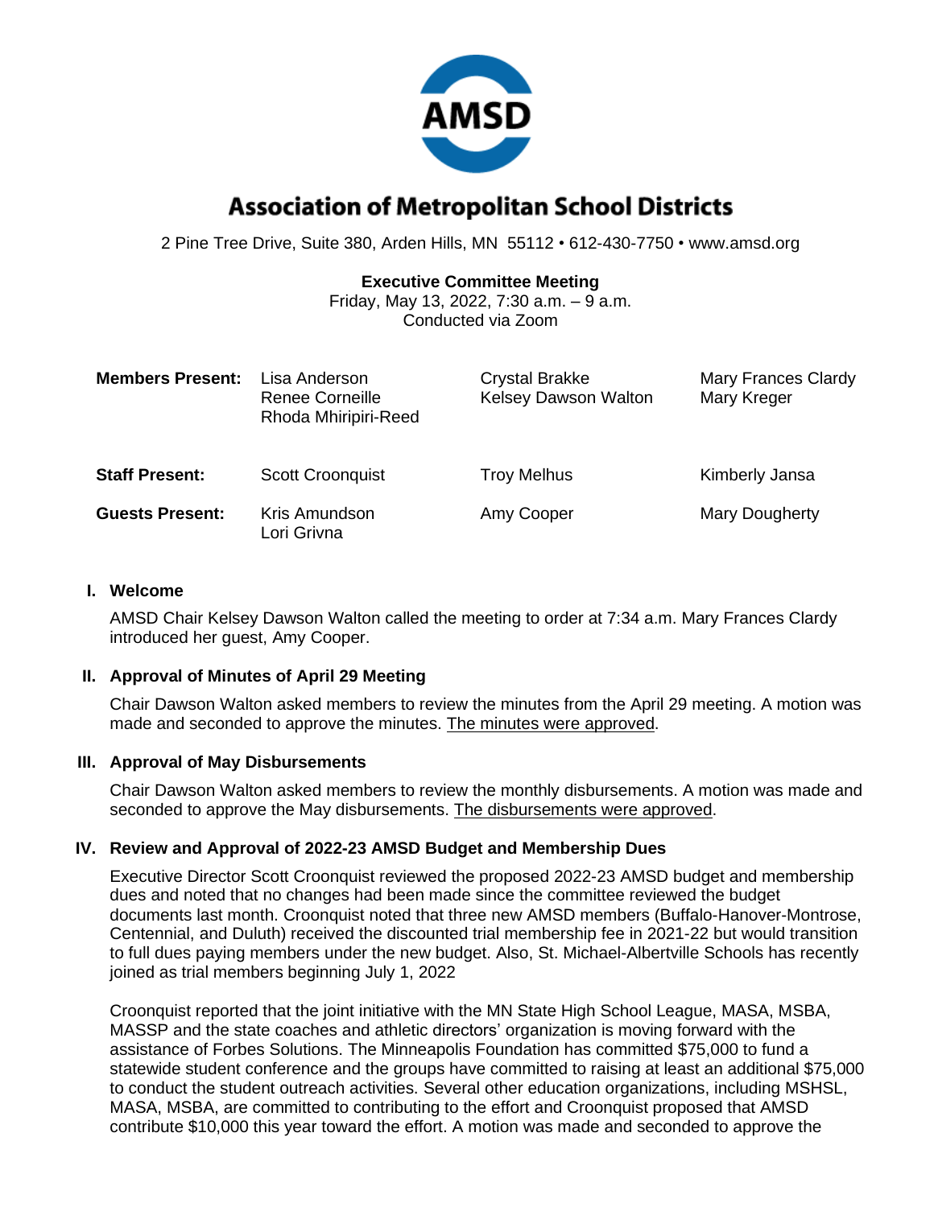# Association of Metropolitan School Districts

2 Pine Tree Drive, Suite 380, Arden Hills, MN 55112 • 612-430-7750 • www.amsd.org

**Executive Committee Meeting**
Friday, May 13, 2022, 7:30 a.m. – 9 a.m.
Conducted via Zoom

| | | | |
|---|---|---|---|
| **Members Present:** | Lisa Anderson<br>Renee Corneille<br>Rhoda Mhiripiri-Reed | Crystal Brakke<br>Kelsey Dawson Walton | Mary Frances Clardy<br>Mary Kreger |
| **Staff Present:** | Scott Croonquist | Troy Melhus | Kimberly Jansa |
| **Guests Present:** | Kris Amundson<br>Lori Grivna | Amy Cooper | Mary Dougherty |

## I. Welcome

AMSD Chair Kelsey Dawson Walton called the meeting to order at 7:34 a.m. Mary Frances Clardy introduced her guest, Amy Cooper.

## II. Approval of Minutes of April 29 Meeting

Chair Dawson Walton asked members to review the minutes from the April 29 meeting. A motion was made and seconded to approve the minutes. The minutes were approved.

## III. Approval of May Disbursements

Chair Dawson Walton asked members to review the monthly disbursements. A motion was made and seconded to approve the May disbursements. The disbursements were approved.

## IV. Review and Approval of 2022-23 AMSD Budget and Membership Dues

Executive Director Scott Croonquist reviewed the proposed 2022-23 AMSD budget and membership dues and noted that no changes had been made since the committee reviewed the budget documents last month. Croonquist noted that three new AMSD members (Buffalo-Hanover-Montrose, Centennial, and Duluth) received the discounted trial membership fee in 2021-22 but would transition to full dues paying members under the new budget. Also, St. Michael-Albertville Schools has recently joined as trial members beginning July 1, 2022

Croonquist reported that the joint initiative with the MN State High School League, MASA, MSBA, MASSP and the state coaches and athletic directors' organization is moving forward with the assistance of Forbes Solutions. The Minneapolis Foundation has committed $75,000 to fund a statewide student conference and the groups have committed to raising at least an additional $75,000 to conduct the student outreach activities. Several other education organizations, including MSHSL, MASA, MSBA, are committed to contributing to the effort and Croonquist proposed that AMSD contribute $10,000 this year toward the effort. A motion was made and seconded to approve the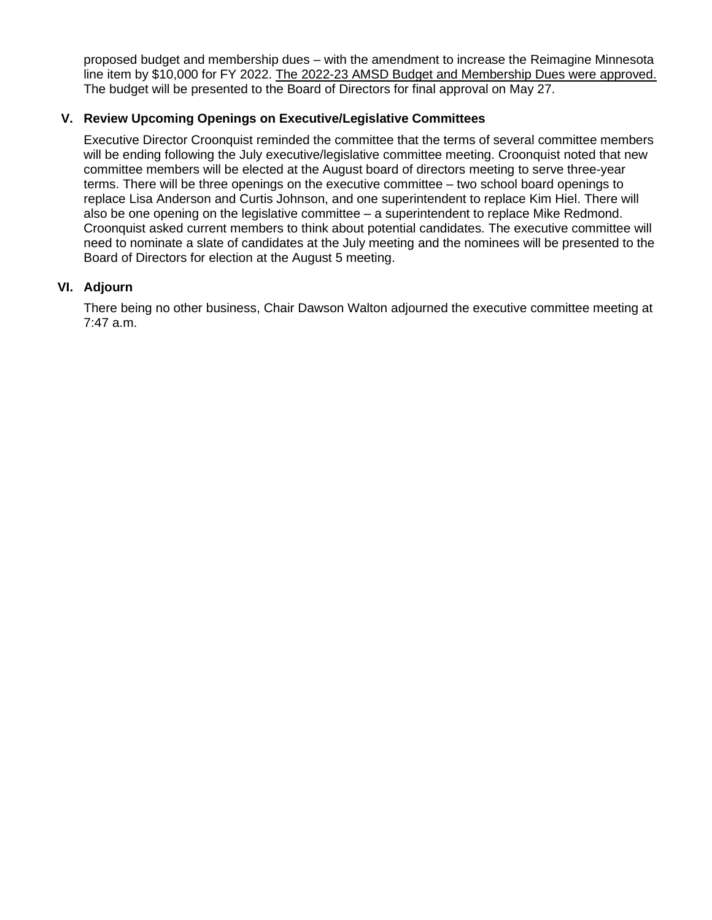proposed budget and membership dues – with the amendment to increase the Reimagine Minnesota line item by $10,000 for FY 2022. <u>The 2022-23 AMSD Budget and Membership Dues were approved.</u> The budget will be presented to the Board of Directors for final approval on May 27.

## V. Review Upcoming Openings on Executive/Legislative Committees

Executive Director Croonquist reminded the committee that the terms of several committee members will be ending following the July executive/legislative committee meeting. Croonquist noted that new committee members will be elected at the August board of directors meeting to serve three-year terms. There will be three openings on the executive committee – two school board openings to replace Lisa Anderson and Curtis Johnson, and one superintendent to replace Kim Hiel. There will also be one opening on the legislative committee – a superintendent to replace Mike Redmond. Croonquist asked current members to think about potential candidates. The executive committee will need to nominate a slate of candidates at the July meeting and the nominees will be presented to the Board of Directors for election at the August 5 meeting.

## VI. Adjourn

There being no other business, Chair Dawson Walton adjourned the executive committee meeting at 7:47 a.m.